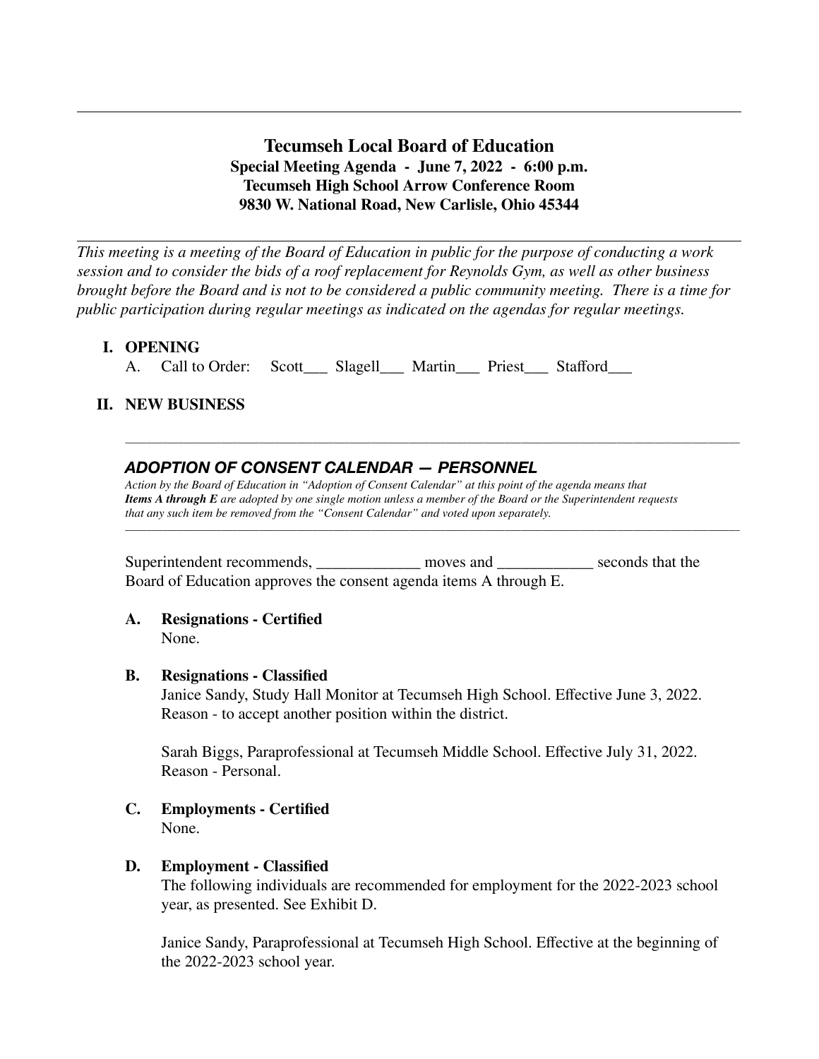---

# Tecumseh Local Board of Education

**Special Meeting Agenda - June 7, 2022 - 6:00 p.m.**
**Tecumseh High School Arrow Conference Room**
**9830 W. National Road, New Carlisle, Ohio 45344**

---

*This meeting is a meeting of the Board of Education in public for the purpose of conducting a work session and to consider the bids of a roof replacement for Reynolds Gym, as well as other business brought before the Board and is not to be considered a public community meeting. There is a time for public participation during regular meetings as indicated on the agendas for regular meetings.*

## I. OPENING

A. Call to Order: Scott___ Slagell___ Martin___ Priest___ Stafford___

## II. NEW BUSINESS

---

### *ADOPTION OF CONSENT CALENDAR — PERSONNEL*

*Action by the Board of Education in "Adoption of Consent Calendar" at this point of the agenda means that **Items A through E** are adopted by one single motion unless a member of the Board or the Superintendent requests that any such item be removed from the "Consent Calendar" and voted upon separately.*

---

Superintendent recommends, _____________ moves and ____________ seconds that the Board of Education approves the consent agenda items A through E.

**A. Resignations - Certified**
None.

**B. Resignations - Classified**
Janice Sandy, Study Hall Monitor at Tecumseh High School. Effective June 3, 2022. Reason - to accept another position within the district.

Sarah Biggs, Paraprofessional at Tecumseh Middle School. Effective July 31, 2022. Reason - Personal.

**C. Employments - Certified**
None.

**D. Employment - Classified**
The following individuals are recommended for employment for the 2022-2023 school year, as presented. See Exhibit D.

Janice Sandy, Paraprofessional at Tecumseh High School. Effective at the beginning of the 2022-2023 school year.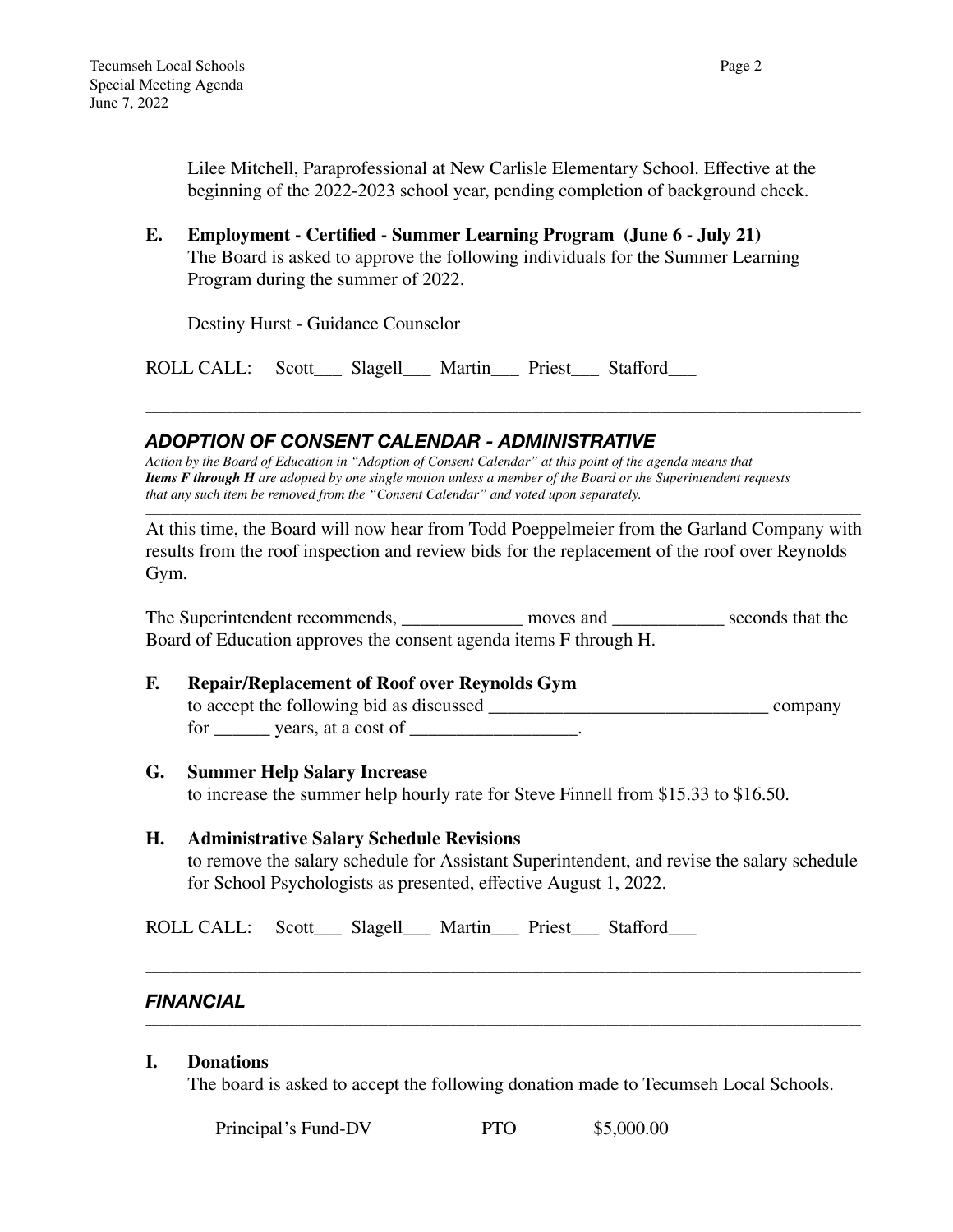Lilee Mitchell, Paraprofessional at New Carlisle Elementary School. Effective at the beginning of the 2022-2023 school year, pending completion of background check.

**E. Employment - Certified - Summer Learning Program (June 6 - July 21)**
The Board is asked to approve the following individuals for the Summer Learning Program during the summer of 2022.

Destiny Hurst - Guidance Counselor

ROLL CALL: Scott___ Slagell___ Martin___ Priest___ Stafford___

---

## ***ADOPTION OF CONSENT CALENDAR - ADMINISTRATIVE***

*Action by the Board of Education in "Adoption of Consent Calendar" at this point of the agenda means that **Items F through H** are adopted by one single motion unless a member of the Board or the Superintendent requests that any such item be removed from the "Consent Calendar" and voted upon separately.*

---

At this time, the Board will now hear from Todd Poeppelmeier from the Garland Company with results from the roof inspection and review bids for the replacement of the roof over Reynolds Gym.

The Superintendent recommends, _____________ moves and ____________ seconds that the Board of Education approves the consent agenda items F through H.

**F. Repair/Replacement of Roof over Reynolds Gym**
to accept the following bid as discussed ______________________________ company for ______ years, at a cost of __________________.

**G. Summer Help Salary Increase**
to increase the summer help hourly rate for Steve Finnell from $15.33 to $16.50.

**H. Administrative Salary Schedule Revisions**
to remove the salary schedule for Assistant Superintendent, and revise the salary schedule for School Psychologists as presented, effective August 1, 2022.

ROLL CALL: Scott___ Slagell___ Martin___ Priest___ Stafford___

---

## ***FINANCIAL***

---

**I. Donations**
The board is asked to accept the following donation made to Tecumseh Local Schools.

| | | |
|---|---|---|
| Principal's Fund-DV | PTO | $5,000.00 |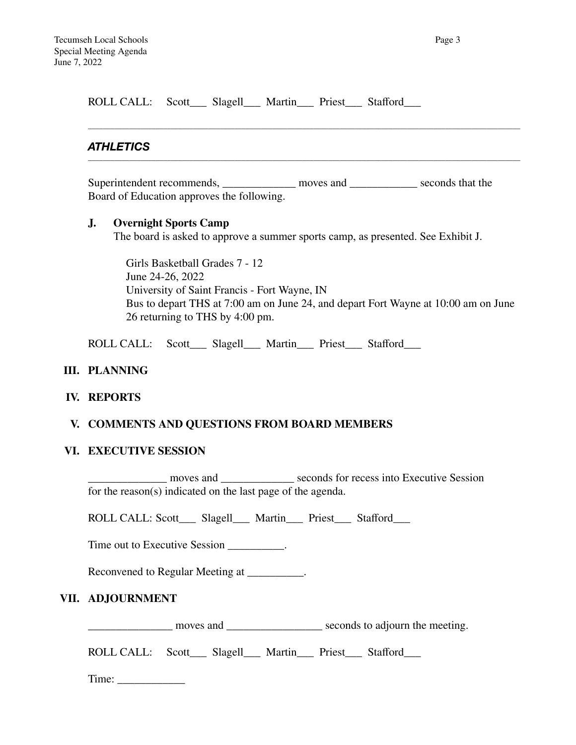ROLL CALL: Scott___ Slagell___ Martin___ Priest___ Stafford___

---

### *ATHLETICS*

---

Superintendent recommends, _____________ moves and ____________ seconds that the Board of Education approves the following.

**J. Overnight Sports Camp**
The board is asked to approve a summer sports camp, as presented. See Exhibit J.

Girls Basketball Grades 7 - 12
June 24-26, 2022
University of Saint Francis - Fort Wayne, IN
Bus to depart THS at 7:00 am on June 24, and depart Fort Wayne at 10:00 am on June 26 returning to THS by 4:00 pm.

ROLL CALL: Scott___ Slagell___ Martin___ Priest___ Stafford___

## III. PLANNING

## IV. REPORTS

## V. COMMENTS AND QUESTIONS FROM BOARD MEMBERS

## VI. EXECUTIVE SESSION

______________ moves and _____________ seconds for recess into Executive Session for the reason(s) indicated on the last page of the agenda.

ROLL CALL: Scott___ Slagell___ Martin___ Priest___ Stafford___

Time out to Executive Session __________.

Reconvened to Regular Meeting at __________.

## VII. ADJOURNMENT

_______________ moves and _________________ seconds to adjourn the meeting.

ROLL CALL: Scott___ Slagell___ Martin___ Priest___ Stafford___

Time: ____________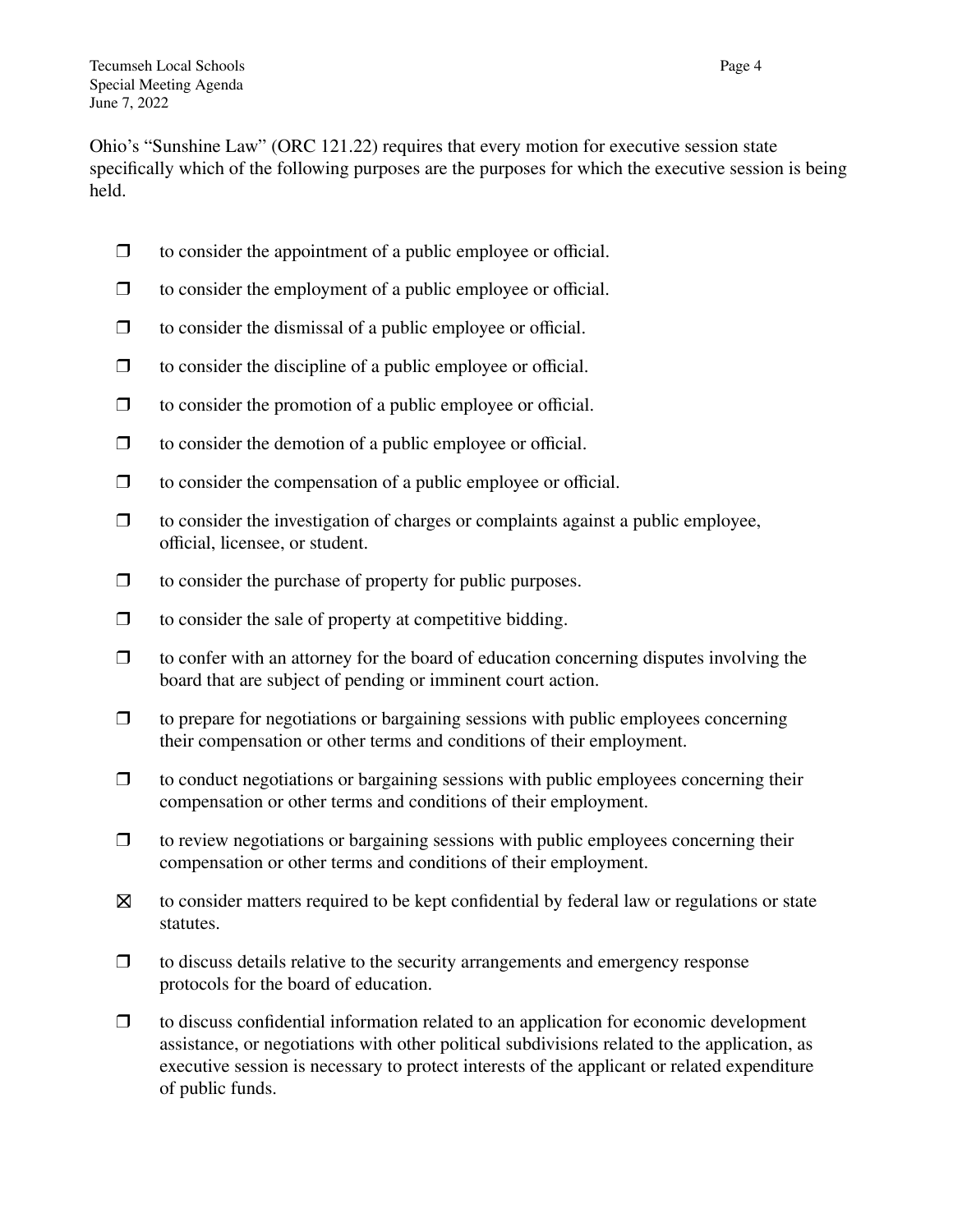Ohio's "Sunshine Law" (ORC 121.22) requires that every motion for executive session state specifically which of the following purposes are the purposes for which the executive session is being held.

- ❐ to consider the appointment of a public employee or official.
- ❐ to consider the employment of a public employee or official.
- ❐ to consider the dismissal of a public employee or official.
- ❐ to consider the discipline of a public employee or official.
- ❐ to consider the promotion of a public employee or official.
- ❐ to consider the demotion of a public employee or official.
- ❐ to consider the compensation of a public employee or official.
- ❐ to consider the investigation of charges or complaints against a public employee, official, licensee, or student.
- ❐ to consider the purchase of property for public purposes.
- ❐ to consider the sale of property at competitive bidding.
- ❐ to confer with an attorney for the board of education concerning disputes involving the board that are subject of pending or imminent court action.
- ❐ to prepare for negotiations or bargaining sessions with public employees concerning their compensation or other terms and conditions of their employment.
- ❐ to conduct negotiations or bargaining sessions with public employees concerning their compensation or other terms and conditions of their employment.
- ❐ to review negotiations or bargaining sessions with public employees concerning their compensation or other terms and conditions of their employment.
- ☒ to consider matters required to be kept confidential by federal law or regulations or state statutes.
- ❐ to discuss details relative to the security arrangements and emergency response protocols for the board of education.
- ❐ to discuss confidential information related to an application for economic development assistance, or negotiations with other political subdivisions related to the application, as executive session is necessary to protect interests of the applicant or related expenditure of public funds.